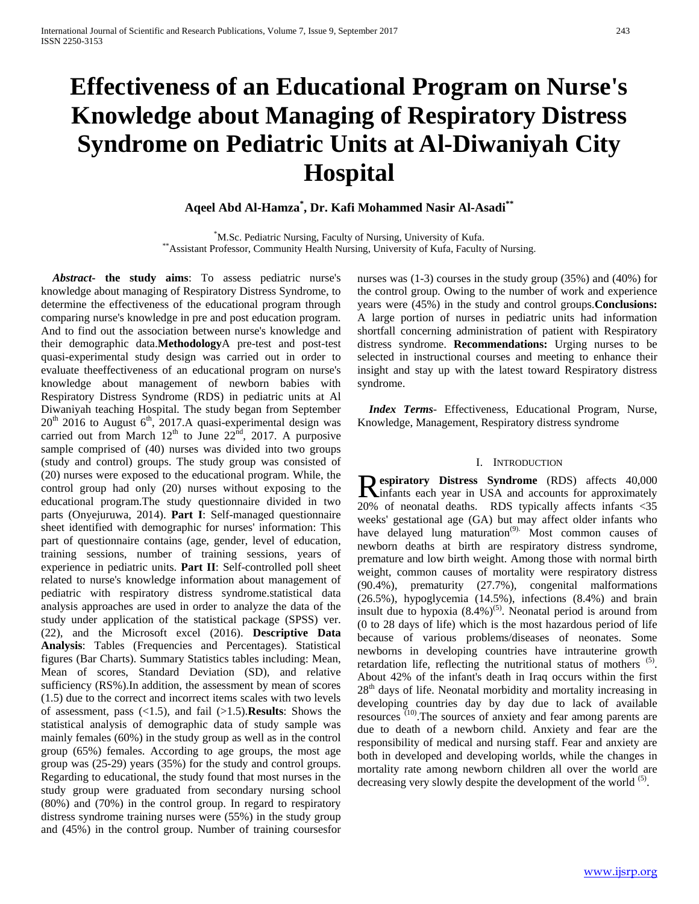# Effectiveness of an Educational Program on Nurse's Knowledge about Managing of Respiratory Distress Syndrome on Pediatric Units at Al-Diwaniyah City Hospital

**Aqeel Abd Al-Hamza[*], Dr. Kafi Mohammed Nasir Al-Asadi[**]**

[*]M.Sc. Pediatric Nursing, Faculty of Nursing, University of Kufa.
[**]Assistant Professor, Community Health Nursing, University of Kufa, Faculty of Nursing.

***Abstract*- the study aims**: To assess pediatric nurse's knowledge about managing of Respiratory Distress Syndrome, to determine the effectiveness of the educational program through comparing nurse's knowledge in pre and post education program. And to find out the association between nurse's knowledge and their demographic data.**Methodology**A pre-test and post-test quasi-experimental study design was carried out in order to evaluate theeffectiveness of an educational program on nurse's knowledge about management of newborn babies with Respiratory Distress Syndrome (RDS) in pediatric units at Al Diwaniyah teaching Hospital. The study began from September $20^{th}$ 2016 to August $6^{th}$, 2017.A quasi-experimental design was carried out from March $12^{th}$ to June $22^{nd}$, 2017. A purposive sample comprised of (40) nurses was divided into two groups (study and control) groups. The study group was consisted of (20) nurses were exposed to the educational program. While, the control group had only (20) nurses without exposing to the educational program.The study questionnaire divided in two parts (Onyejuruwa, 2014). **Part I**: Self-managed questionnaire sheet identified with demographic for nurses' information: This part of questionnaire contains (age, gender, level of education, training sessions, number of training sessions, years of experience in pediatric units. **Part II**: Self-controlled poll sheet related to nurse's knowledge information about management of pediatric with respiratory distress syndrome.statistical data analysis approaches are used in order to analyze the data of the study under application of the statistical package (SPSS) ver. (22), and the Microsoft excel (2016). **Descriptive Data Analysis**: Tables (Frequencies and Percentages). Statistical figures (Bar Charts). Summary Statistics tables including: Mean, Mean of scores, Standard Deviation (SD), and relative sufficiency (RS%).In addition, the assessment by mean of scores (1.5) due to the correct and incorrect items scales with two levels of assessment, pass (<1.5), and fail (>1.5).**Results**: Shows the statistical analysis of demographic data of study sample was mainly females (60%) in the study group as well as in the control group (65%) females. According to age groups, the most age group was (25-29) years (35%) for the study and control groups. Regarding to educational, the study found that most nurses in the study group were graduated from secondary nursing school (80%) and (70%) in the control group. In regard to respiratory distress syndrome training nurses were (55%) in the study group and (45%) in the control group. Number of training coursesfor nurses was (1-3) courses in the study group (35%) and (40%) for the control group. Owing to the number of work and experience years were (45%) in the study and control groups.**Conclusions:** A large portion of nurses in pediatric units had information shortfall concerning administration of patient with Respiratory distress syndrome. **Recommendations:** Urging nurses to be selected in instructional courses and meeting to enhance their insight and stay up with the latest toward Respiratory distress syndrome.

***Index Terms***- Effectiveness, Educational Program, Nurse, Knowledge, Management, Respiratory distress syndrome

## I. Introduction

**Respiratory Distress Syndrome** (RDS) affects 40,000 infants each year in USA and accounts for approximately 20% of neonatal deaths. RDS typically affects infants <35 weeks' gestational age (GA) but may affect older infants who have delayed lung maturation[9]. Most common causes of newborn deaths at birth are respiratory distress syndrome, premature and low birth weight. Among those with normal birth weight, common causes of mortality were respiratory distress (90.4%), prematurity (27.7%), congenital malformations (26.5%), hypoglycemia (14.5%), infections (8.4%) and brain insult due to hypoxia (8.4%)[5]. Neonatal period is around from (0 to 28 days of life) which is the most hazardous period of life because of various problems/diseases of neonates. Some newborns in developing countries have intrauterine growth retardation life, reflecting the nutritional status of mothers [5]. About 42% of the infant's death in Iraq occurs within the first $28^{th}$ days of life. Neonatal morbidity and mortality increasing in developing countries day by day due to lack of available resources [10].The sources of anxiety and fear among parents are due to death of a newborn child. Anxiety and fear are the responsibility of medical and nursing staff. Fear and anxiety are both in developed and developing worlds, while the changes in mortality rate among newborn children all over the world are decreasing very slowly despite the development of the world [5].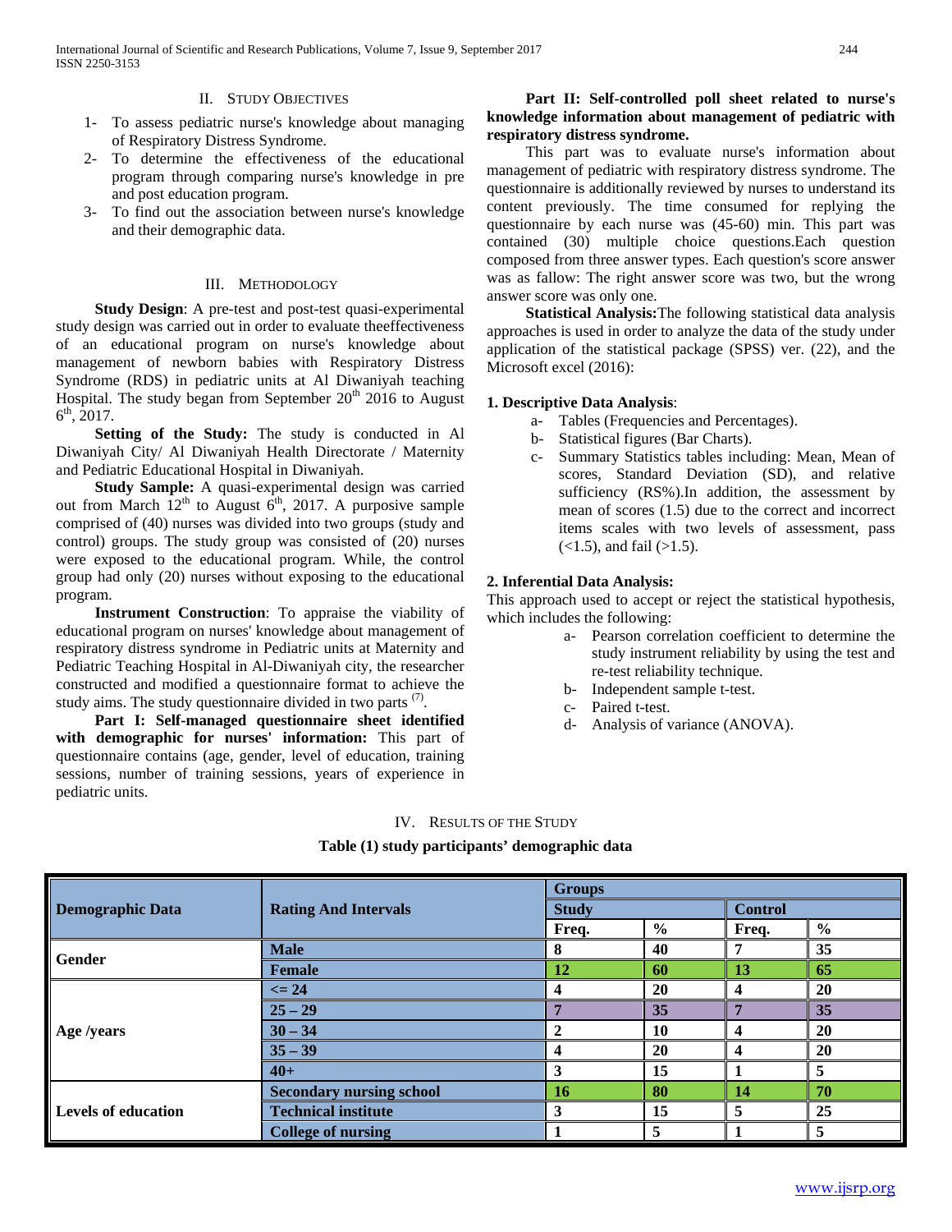## II. STUDY OBJECTIVES

1- To assess pediatric nurse's knowledge about managing of Respiratory Distress Syndrome.
2- To determine the effectiveness of the educational program through comparing nurse's knowledge in pre and post education program.
3- To find out the association between nurse's knowledge and their demographic data.

## III. METHODOLOGY

**Study Design**: A pre-test and post-test quasi-experimental study design was carried out in order to evaluate theeffectiveness of an educational program on nurse's knowledge about management of newborn babies with Respiratory Distress Syndrome (RDS) in pediatric units at Al Diwaniyah teaching Hospital. The study began from September 20th 2016 to August 6th, 2017.

**Setting of the Study:** The study is conducted in Al Diwaniyah City/ Al Diwaniyah Health Directorate / Maternity and Pediatric Educational Hospital in Diwaniyah.

**Study Sample:** A quasi-experimental design was carried out from March 12th to August 6th, 2017. A purposive sample comprised of (40) nurses was divided into two groups (study and control) groups. The study group was consisted of (20) nurses were exposed to the educational program. While, the control group had only (20) nurses without exposing to the educational program.

**Instrument Construction**: To appraise the viability of educational program on nurses' knowledge about management of respiratory distress syndrome in Pediatric units at Maternity and Pediatric Teaching Hospital in Al-Diwaniyah city, the researcher constructed and modified a questionnaire format to achieve the study aims. The study questionnaire divided in two parts [7].

**Part I: Self-managed questionnaire sheet identified with demographic for nurses' information:** This part of questionnaire contains (age, gender, level of education, training sessions, number of training sessions, years of experience in pediatric units.

**Part II: Self-controlled poll sheet related to nurse's knowledge information about management of pediatric with respiratory distress syndrome.**

This part was to evaluate nurse's information about management of pediatric with respiratory distress syndrome. The questionnaire is additionally reviewed by nurses to understand its content previously. The time consumed for replying the questionnaire by each nurse was (45-60) min. This part was contained (30) multiple choice questions.Each question composed from three answer types. Each question's score answer was as fallow: The right answer score was two, but the wrong answer score was only one.

**Statistical Analysis:**The following statistical data analysis approaches is used in order to analyze the data of the study under application of the statistical package (SPSS) ver. (22), and the Microsoft excel (2016):

**1. Descriptive Data Analysis**:

a- Tables (Frequencies and Percentages).
b- Statistical figures (Bar Charts).
c- Summary Statistics tables including: Mean, Mean of scores, Standard Deviation (SD), and relative sufficiency (RS%).In addition, the assessment by mean of scores (1.5) due to the correct and incorrect items scales with two levels of assessment, pass (<1.5), and fail (>1.5).

**2. Inferential Data Analysis:**

This approach used to accept or reject the statistical hypothesis, which includes the following:

a- Pearson correlation coefficient to determine the study instrument reliability by using the test and re-test reliability technique.
b- Independent sample t-test.
c- Paired t-test.
d- Analysis of variance (ANOVA).

## IV. RESULTS OF THE STUDY

**Table (1) study participants' demographic data**

| Demographic Data | Rating And Intervals | Groups | | | |
|---|---|---|---|---|---|
| | | Study | | Control | |
| | | Freq. | % | Freq. | % |
| Gender | Male | 8 | 40 | 7 | 35 |
| | Female | 12 | 60 | 13 | 65 |
| Age /years | <= 24 | 4 | 20 | 4 | 20 |
| | 25 – 29 | 7 | 35 | 7 | 35 |
| | 30 – 34 | 2 | 10 | 4 | 20 |
| | 35 – 39 | 4 | 20 | 4 | 20 |
| | 40+ | 3 | 15 | 1 | 5 |
| Levels of education | Secondary nursing school | 16 | 80 | 14 | 70 |
| | Technical institute | 3 | 15 | 5 | 25 |
| | College of nursing | 1 | 5 | 1 | 5 |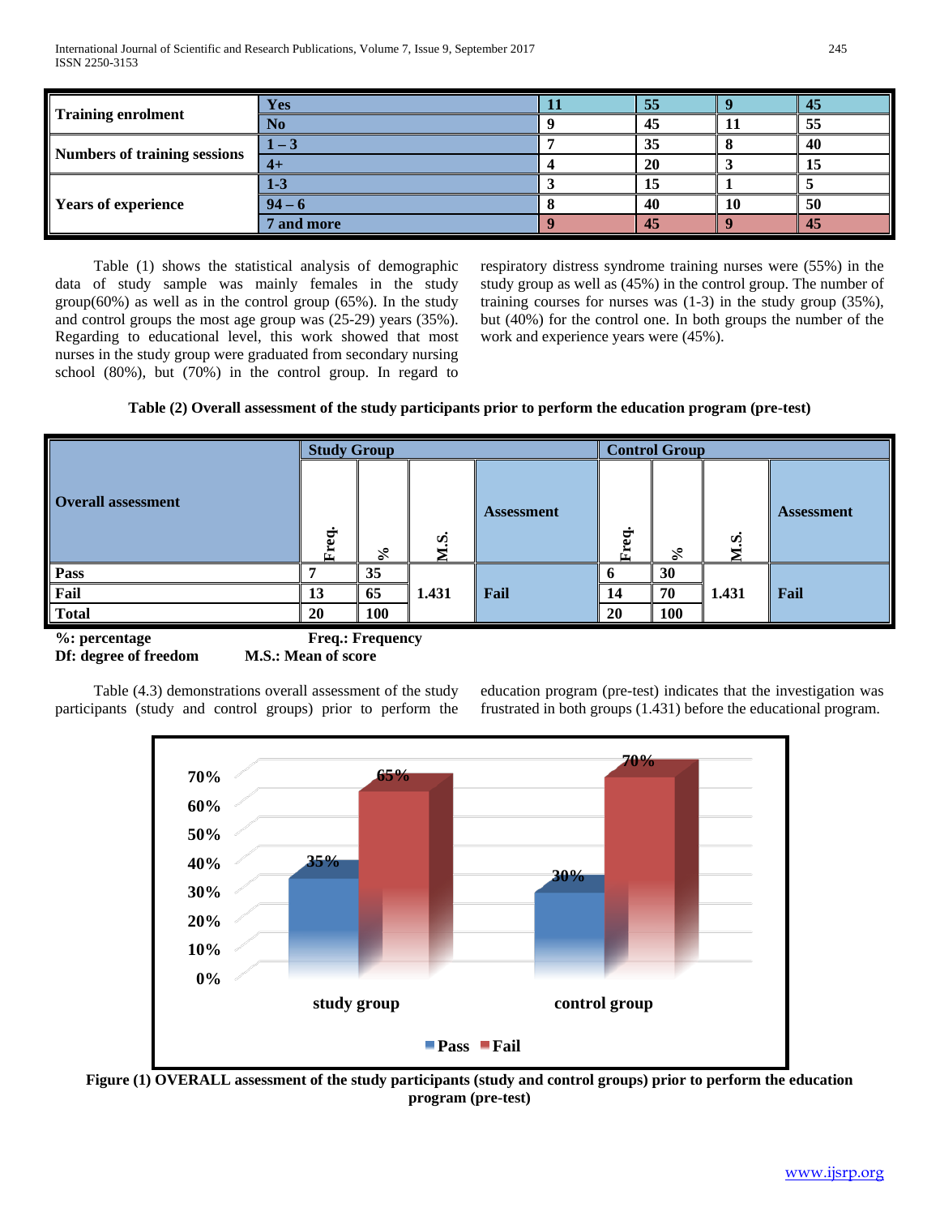| | | | | | |
|---|---|---|---|---|---|
| Training enrolment | Yes | 11 | 55 | 9 | 45 |
| | No | 9 | 45 | 11 | 55 |
| Numbers of training sessions | 1 – 3 | 7 | 35 | 8 | 40 |
| | 4+ | 4 | 20 | 3 | 15 |
| Years of experience | 1-3 | 3 | 15 | 1 | 5 |
| | 94 – 6 | 8 | 40 | 10 | 50 |
| | 7 and more | 9 | 45 | 9 | 45 |

Table (1) shows the statistical analysis of demographic data of study sample was mainly females in the study group(60%) as well as in the control group (65%). In the study and control groups the most age group was (25-29) years (35%). Regarding to educational level, this work showed that most nurses in the study group were graduated from secondary nursing school (80%), but (70%) in the control group. In regard to respiratory distress syndrome training nurses were (55%) in the study group as well as (45%) in the control group. The number of training courses for nurses was (1-3) in the study group (35%), but (40%) for the control one. In both groups the number of the work and experience years were (45%).

**Table (2) Overall assessment of the study participants prior to perform the education program (pre-test)**

| Overall assessment | Study Group | | | | Control Group | | | |
|---|---|---|---|---|---|---|---|---|
| | Freq. | % | M.S. | Assessment | Freq. | % | M.S. | Assessment |
| Pass | 7 | 35 | 1.431 | Fail | 6 | 30 | 1.431 | Fail |
| Fail | 13 | 65 | | | 14 | 70 | | |
| Total | 20 | 100 | | | 20 | 100 | | |

**%: percentage** **Freq.: Frequency**
**Df: degree of freedom** **M.S.: Mean of score**

Table (4.3) demonstrations overall assessment of the study participants (study and control groups) prior to perform the education program (pre-test) indicates that the investigation was frustrated in both groups (1.431) before the educational program.

**Figure (1) OVERALL assessment of the study participants (study and control groups) prior to perform the education program (pre-test)**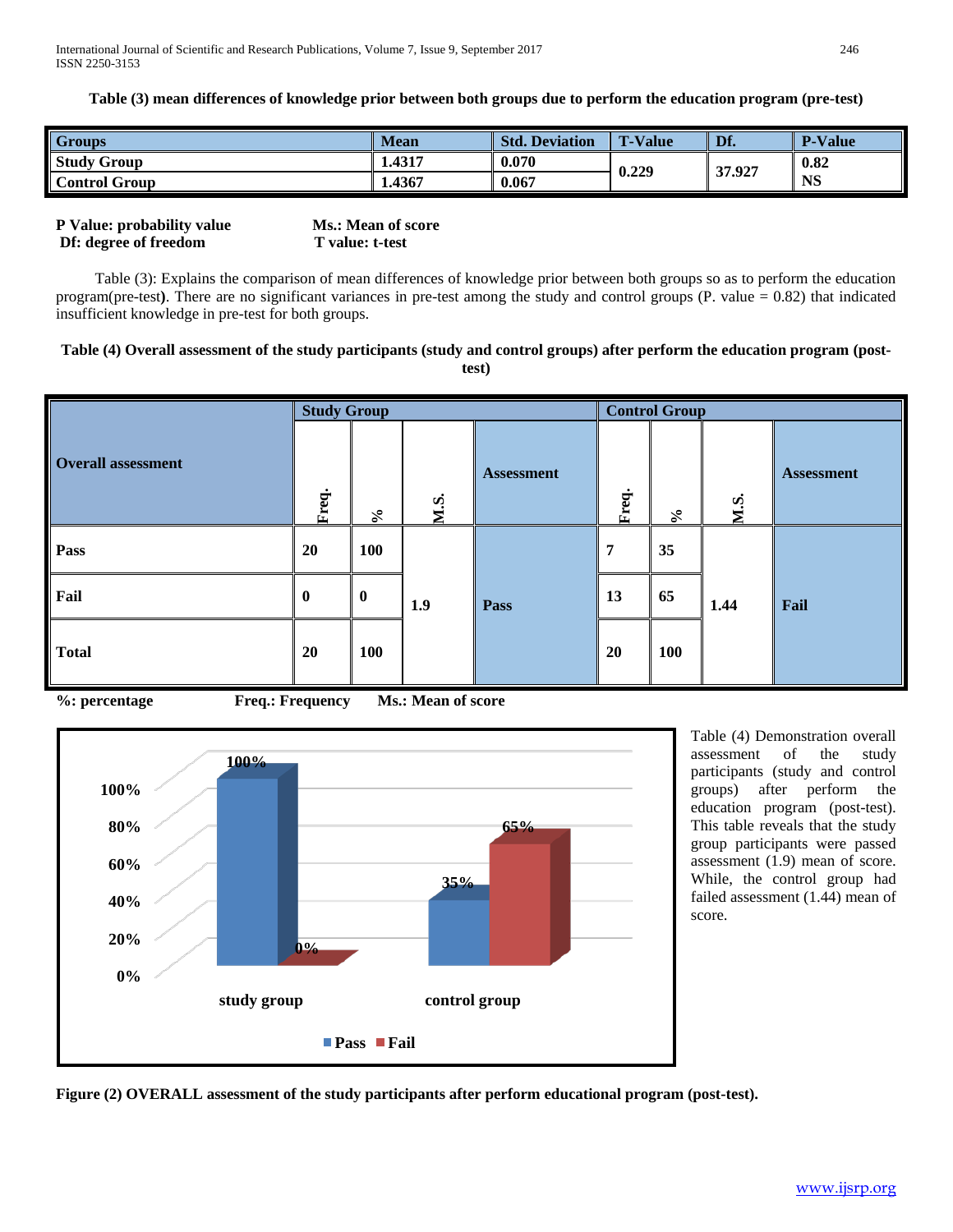**Table (3) mean differences of knowledge prior between both groups due to perform the education program (pre-test)**

| Groups | Mean | Std. Deviation | T-Value | Df. | P-Value |
|---|---|---|---|---|---|
| Study Group | 1.4317 | 0.070 | 0.229 | 37.927 | 0.82 NS |
| Control Group | 1.4367 | 0.067 | | | |

**P Value: probability value** **Ms.: Mean of score**
**Df: degree of freedom** **T value: t-test**

Table (3): Explains the comparison of mean differences of knowledge prior between both groups so as to perform the education program(pre-test**)**. There are no significant variances in pre-test among the study and control groups (P. value = 0.82) that indicated insufficient knowledge in pre-test for both groups.

**Table (4) Overall assessment of the study participants (study and control groups) after perform the education program (post-test)**

| Overall assessment | Study Group | | | | Control Group | | | |
|---|---|---|---|---|---|---|---|---|
| | Freq. | % | M.S. | Assessment | Freq. | % | M.S. | Assessment |
| Pass | 20 | 100 | 1.9 | Pass | 7 | 35 | 1.44 | Fail |
| Fail | 0 | 0 | | | 13 | 65 | | |
| Total | 20 | 100 | | | 20 | 100 | | |

**%: percentage** **Freq.: Frequency** **Ms.: Mean of score**

Table (4) Demonstration overall assessment of the study participants (study and control groups) after perform the education program (post-test). This table reveals that the study group participants were passed assessment (1.9) mean of score. While, the control group had failed assessment (1.44) mean of score.

**Figure (2) OVERALL assessment of the study participants after perform educational program (post-test).**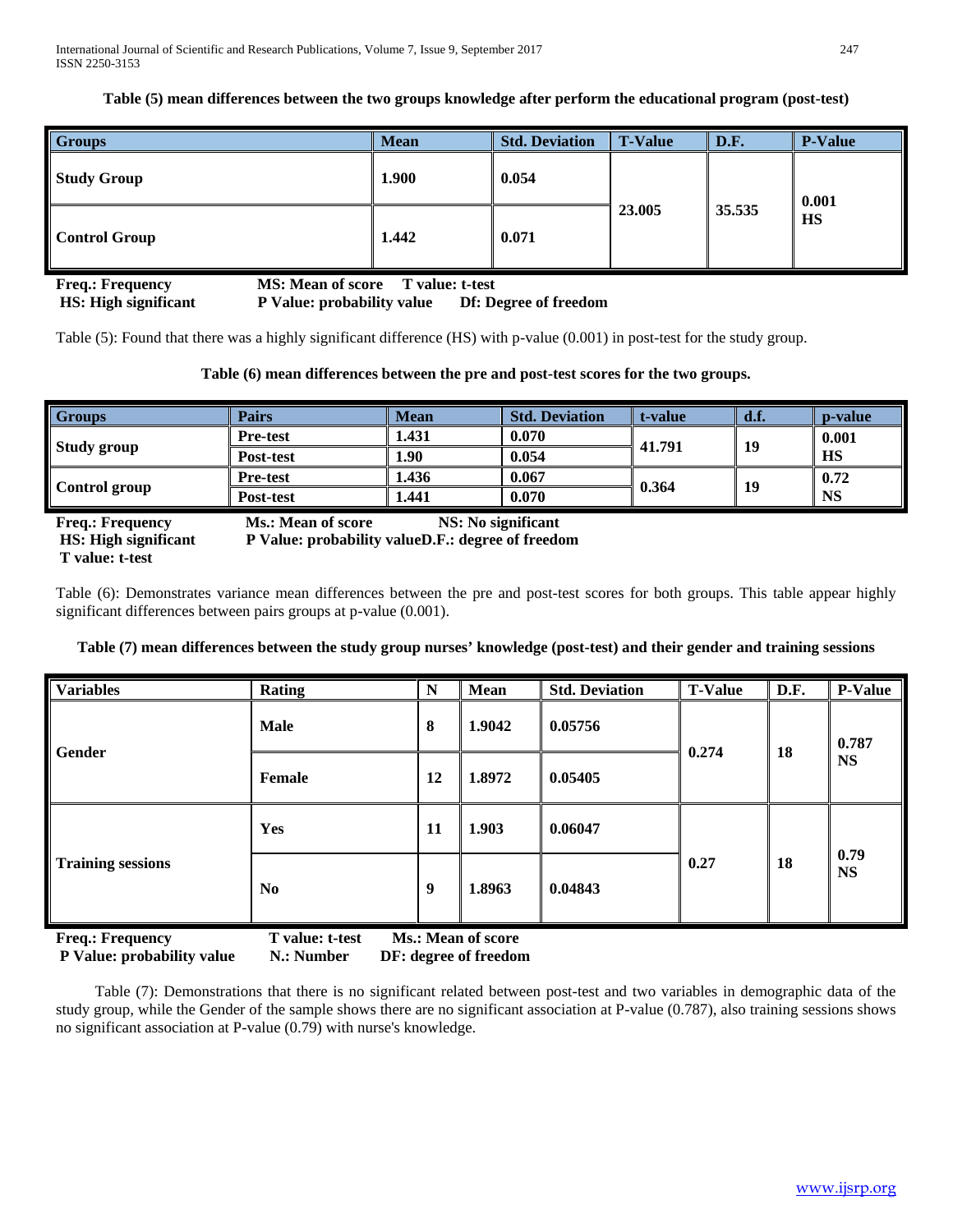**Table (5) mean differences between the two groups knowledge after perform the educational program (post-test)**

| Groups | Mean | Std. Deviation | T-Value | D.F. | P-Value |
|---|---|---|---|---|---|
| Study Group | 1.900 | 0.054 | 23.005 | 35.535 | 0.001 HS |
| Control Group | 1.442 | 0.071 | | | |

**Freq.: Frequency** **MS: Mean of score** **T value: t-test**
**HS: High significant** **P Value: probability value** **Df: Degree of freedom**

Table (5): Found that there was a highly significant difference (HS) with p-value (0.001) in post-test for the study group.

**Table (6) mean differences between the pre and post-test scores for the two groups.**

| Groups | Pairs | Mean | Std. Deviation | t-value | d.f. | p-value |
|---|---|---|---|---|---|---|
| Study group | Pre-test | 1.431 | 0.070 | 41.791 | 19 | 0.001 HS |
| | Post-test | 1.90 | 0.054 | | | |
| Control group | Pre-test | 1.436 | 0.067 | 0.364 | 19 | 0.72 NS |
| | Post-test | 1.441 | 0.070 | | | |

**Freq.: Frequency** **Ms.: Mean of score** **NS: No significant**
**HS: High significant** **P Value: probability valueD.F.: degree of freedom**
**T value: t-test**

Table (6): Demonstrates variance mean differences between the pre and post-test scores for both groups. This table appear highly significant differences between pairs groups at p-value (0.001).

**Table (7) mean differences between the study group nurses' knowledge (post-test) and their gender and training sessions**

| Variables | Rating | N | Mean | Std. Deviation | T-Value | D.F. | P-Value |
|---|---|---|---|---|---|---|---|
| Gender | Male | 8 | 1.9042 | 0.05756 | 0.274 | 18 | 0.787 NS |
| | Female | 12 | 1.8972 | 0.05405 | | | |
| Training sessions | Yes | 11 | 1.903 | 0.06047 | 0.27 | 18 | 0.79 NS |
| | No | 9 | 1.8963 | 0.04843 | | | |

**Freq.: Frequency** **T value: t-test** **Ms.: Mean of score**
**P Value: probability value** **N.: Number** **DF: degree of freedom**

Table (7): Demonstrations that there is no significant related between post-test and two variables in demographic data of the study group, while the Gender of the sample shows there are no significant association at P-value (0.787), also training sessions shows no significant association at P-value (0.79) with nurse's knowledge.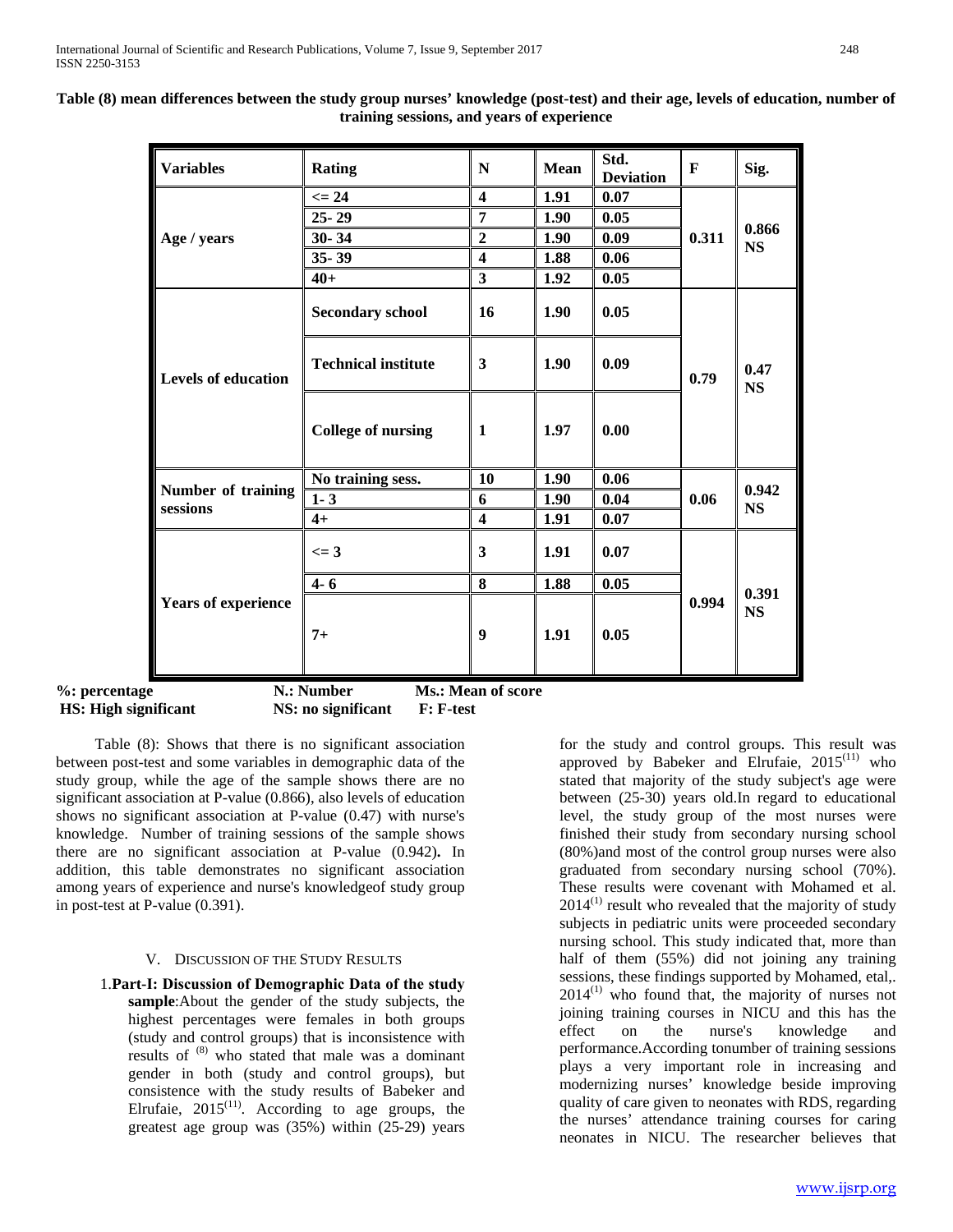**Table (8) mean differences between the study group nurses' knowledge (post-test) and their age, levels of education, number of training sessions, and years of experience**

| Variables | Rating | N | Mean | Std. Deviation | F | Sig. |
|---|---|---|---|---|---|---|
| Age / years | <= 24 | 4 | 1.91 | 0.07 | 0.311 | 0.866 NS |
| | 25- 29 | 7 | 1.90 | 0.05 | | |
| | 30- 34 | 2 | 1.90 | 0.09 | | |
| | 35- 39 | 4 | 1.88 | 0.06 | | |
| | 40+ | 3 | 1.92 | 0.05 | | |
| Levels of education | Secondary school | 16 | 1.90 | 0.05 | 0.79 | 0.47 NS |
| | Technical institute | 3 | 1.90 | 0.09 | | |
| | College of nursing | 1 | 1.97 | 0.00 | | |
| Number of training sessions | No training sess. | 10 | 1.90 | 0.06 | 0.06 | 0.942 NS |
| | 1- 3 | 6 | 1.90 | 0.04 | | |
| | 4+ | 4 | 1.91 | 0.07 | | |
| Years of experience | <= 3 | 3 | 1.91 | 0.07 | 0.994 | 0.391 NS |
| | 4- 6 | 8 | 1.88 | 0.05 | | |
| | 7+ | 9 | 1.91 | 0.05 | | |

**%: percentage** **N.: Number** **Ms.: Mean of score**
**HS: High significant** **NS: no significant** **F: F-test**

Table (8): Shows that there is no significant association between post-test and some variables in demographic data of the study group, while the age of the sample shows there are no significant association at P-value (0.866), also levels of education shows no significant association at P-value (0.47) with nurse's knowledge. Number of training sessions of the sample shows there are no significant association at P-value (0.942)**.** In addition, this table demonstrates no significant association among years of experience and nurse's knowledgeof study group in post-test at P-value (0.391).

## V. Discussion of the Study Results

1. **Part-I: Discussion of Demographic Data of the study sample**:About the gender of the study subjects, the highest percentages were females in both groups (study and control groups) that is inconsistence with results of [8] who stated that male was a dominant gender in both (study and control groups), but consistence with the study results of Babeker and Elrufaie, 2015[11]. According to age groups, the greatest age group was (35%) within (25-29) years for the study and control groups. This result was approved by Babeker and Elrufaie, 2015[11] who stated that majority of the study subject's age were between (25-30) years old.In regard to educational level, the study group of the most nurses were finished their study from secondary nursing school (80%)and most of the control group nurses were also graduated from secondary nursing school (70%). These results were covenant with Mohamed et al. 2014[1] result who revealed that the majority of study subjects in pediatric units were proceeded secondary nursing school. This study indicated that, more than half of them (55%) did not joining any training sessions, these findings supported by Mohamed, etal,. 2014[1] who found that, the majority of nurses not joining training courses in NICU and this has the effect on the nurse's knowledge and performance.According tonumber of training sessions plays a very important role in increasing and modernizing nurses' knowledge beside improving quality of care given to neonates with RDS, regarding the nurses' attendance training courses for caring neonates in NICU. The researcher believes that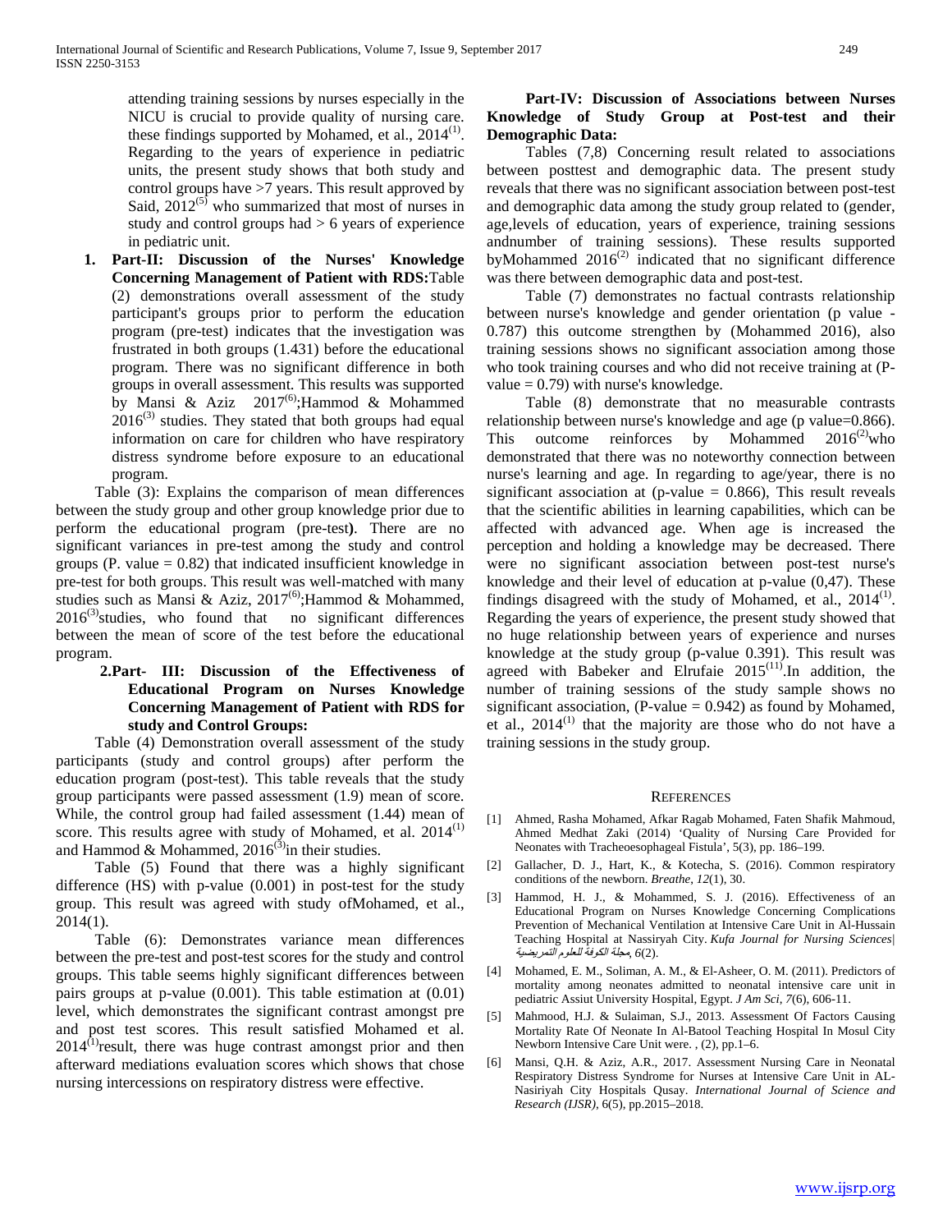attending training sessions by nurses especially in the NICU is crucial to provide quality of nursing care. these findings supported by Mohamed, et al., 2014[1]. Regarding to the years of experience in pediatric units, the present study shows that both study and control groups have >7 years. This result approved by Said, 2012[5] who summarized that most of nurses in study and control groups had > 6 years of experience in pediatric unit.

1. **Part-II: Discussion of the Nurses' Knowledge Concerning Management of Patient with RDS:** Table (2) demonstrations overall assessment of the study participant's groups prior to perform the education program (pre-test) indicates that the investigation was frustrated in both groups (1.431) before the educational program. There was no significant difference in both groups in overall assessment. This results was supported by Mansi & Aziz 2017[6];Hammod & Mohammed 2016[3] studies. They stated that both groups had equal information on care for children who have respiratory distress syndrome before exposure to an educational program.

Table (3): Explains the comparison of mean differences between the study group and other group knowledge prior due to perform the educational program (pre-test**)**. There are no significant variances in pre-test among the study and control groups (P. value = 0.82) that indicated insufficient knowledge in pre-test for both groups. This result was well-matched with many studies such as Mansi & Aziz, 2017[6];Hammod & Mohammed, 2016[3]studies, who found that no significant differences between the mean of score of the test before the educational program.

**2.Part- III: Discussion of the Effectiveness of Educational Program on Nurses Knowledge Concerning Management of Patient with RDS for study and Control Groups:**

Table (4) Demonstration overall assessment of the study participants (study and control groups) after perform the education program (post-test). This table reveals that the study group participants were passed assessment (1.9) mean of score. While, the control group had failed assessment (1.44) mean of score. This results agree with study of Mohamed, et al. 2014[1] and Hammod & Mohammed, 2016[3]in their studies.

Table (5) Found that there was a highly significant difference (HS) with p-value (0.001) in post-test for the study group. This result was agreed with study ofMohamed, et al., 2014(1).

Table (6): Demonstrates variance mean differences between the pre-test and post-test scores for the study and control groups. This table seems highly significant differences between pairs groups at p-value (0.001). This table estimation at (0.01) level, which demonstrates the significant contrast amongst pre and post test scores. This result satisfied Mohamed et al. 2014[1]result, there was huge contrast amongst prior and then afterward mediations evaluation scores which shows that chose nursing intercessions on respiratory distress were effective.

**Part-IV: Discussion of Associations between Nurses Knowledge of Study Group at Post-test and their Demographic Data:**

Tables (7,8) Concerning result related to associations between posttest and demographic data. The present study reveals that there was no significant association between post-test and demographic data among the study group related to (gender, age,levels of education, years of experience, training sessions andnumber of training sessions). These results supported byMohammed 2016[2] indicated that no significant difference was there between demographic data and post-test.

Table (7) demonstrates no factual contrasts relationship between nurse's knowledge and gender orientation (p value - 0.787) this outcome strengthen by (Mohammed 2016), also training sessions shows no significant association among those who took training courses and who did not receive training at (P-value = 0.79) with nurse's knowledge.

Table (8) demonstrate that no measurable contrasts relationship between nurse's knowledge and age (p value=0.866). This outcome reinforces by Mohammed 2016[2]who demonstrated that there was no noteworthy connection between nurse's learning and age. In regarding to age/year, there is no significant association at (p-value = 0.866), This result reveals that the scientific abilities in learning capabilities, which can be affected with advanced age. When age is increased the perception and holding a knowledge may be decreased. There were no significant association between post-test nurse's knowledge and their level of education at p-value (0,47). These findings disagreed with the study of Mohamed, et al., 2014[1]. Regarding the years of experience, the present study showed that no huge relationship between years of experience and nurses knowledge at the study group (p-value 0.391). This result was agreed with Babeker and Elrufaie 2015[11].In addition, the number of training sessions of the study sample shows no significant association, (P-value = 0.942) as found by Mohamed, et al., 2014[1] that the majority are those who do not have a training sessions in the study group.

## References

[1] Ahmed, Rasha Mohamed, Afkar Ragab Mohamed, Faten Shafik Mahmoud, Ahmed Medhat Zaki (2014) 'Quality of Nursing Care Provided for Neonates with Tracheoesophageal Fistula', 5(3), pp. 186–199.

[2] Gallacher, D. J., Hart, K., & Kotecha, S. (2016). Common respiratory conditions of the newborn. *Breathe*, *12*(1), 30.

[3] Hammod, H. J., & Mohammed, S. J. (2016). Effectiveness of an Educational Program on Nurses Knowledge Concerning Complications Prevention of Mechanical Ventilation at Intensive Care Unit in Al-Hussain Teaching Hospital at Nassiryah City. *Kufa Journal for Nursing Sciences| مجلة الكوفة للعلوم التمريضية*, *6*(2).

[4] Mohamed, E. M., Soliman, A. M., & El-Asheer, O. M. (2011). Predictors of mortality among neonates admitted to neonatal intensive care unit in pediatric Assiut University Hospital, Egypt. *J Am Sci*, *7*(6), 606-11.

[5] Mahmood, H.J. & Sulaiman, S.J., 2013. Assessment Of Factors Causing Mortality Rate Of Neonate In Al-Batool Teaching Hospital In Mosul City Newborn Intensive Care Unit were. , (2), pp.1–6.

[6] Mansi, Q.H. & Aziz, A.R., 2017. Assessment Nursing Care in Neonatal Respiratory Distress Syndrome for Nurses at Intensive Care Unit in AL-Nasiriyah City Hospitals Qusay. *International Journal of Science and Research (IJSR)*, 6(5), pp.2015–2018.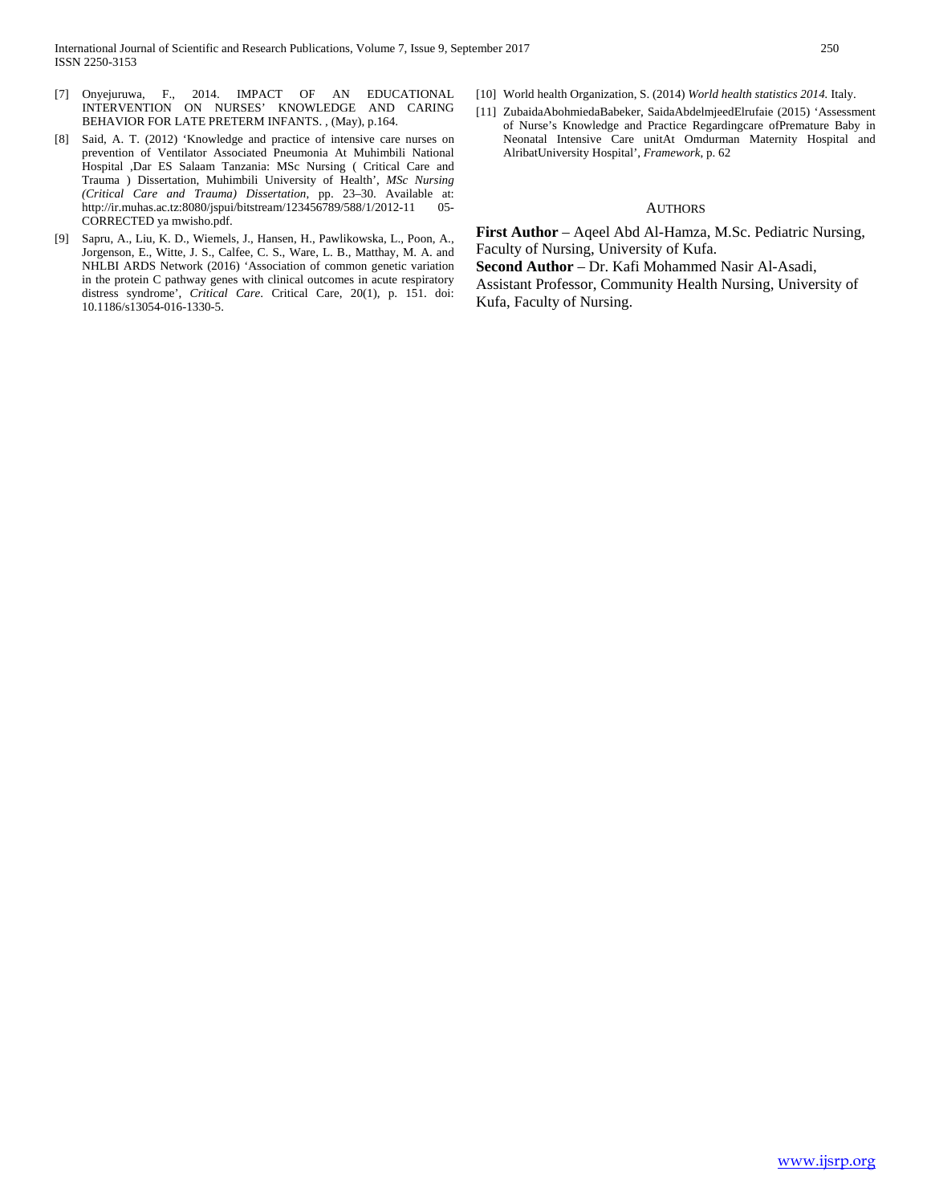[7] Onyejuruwa, F., 2014. IMPACT OF AN EDUCATIONAL INTERVENTION ON NURSES' KNOWLEDGE AND CARING BEHAVIOR FOR LATE PRETERM INFANTS. , (May), p.164.

[8] Said, A. T. (2012) 'Knowledge and practice of intensive care nurses on prevention of Ventilator Associated Pneumonia At Muhimbili National Hospital ,Dar ES Salaam Tanzania: MSc Nursing ( Critical Care and Trauma ) Dissertation, Muhimbili University of Health', *MSc Nursing (Critical Care and Trauma) Dissertation*, pp. 23–30. Available at: http://ir.muhas.ac.tz:8080/jspui/bitstream/123456789/588/1/2012-11 05-CORRECTED ya mwisho.pdf.

[9] Sapru, A., Liu, K. D., Wiemels, J., Hansen, H., Pawlikowska, L., Poon, A., Jorgenson, E., Witte, J. S., Calfee, C. S., Ware, L. B., Matthay, M. A. and NHLBI ARDS Network (2016) 'Association of common genetic variation in the protein C pathway genes with clinical outcomes in acute respiratory distress syndrome', *Critical Care*. Critical Care, 20(1), p. 151. doi: 10.1186/s13054-016-1330-5.

[10] World health Organization, S. (2014) *World health statistics 2014.* Italy.

[11] ZubaidaAbohmiedaBabeker, SaidaAbdelmjeedElrufaie (2015) 'Assessment of Nurse's Knowledge and Practice Regardingcare ofPremature Baby in Neonatal Intensive Care unitAt Omdurman Maternity Hospital and AlribatUniversity Hospital', *Framework*, p. 62

## AUTHORS

**First Author** – Aqeel Abd Al-Hamza, M.Sc. Pediatric Nursing, Faculty of Nursing, University of Kufa.

**Second Author** – Dr. Kafi Mohammed Nasir Al-Asadi, Assistant Professor, Community Health Nursing, University of Kufa, Faculty of Nursing.